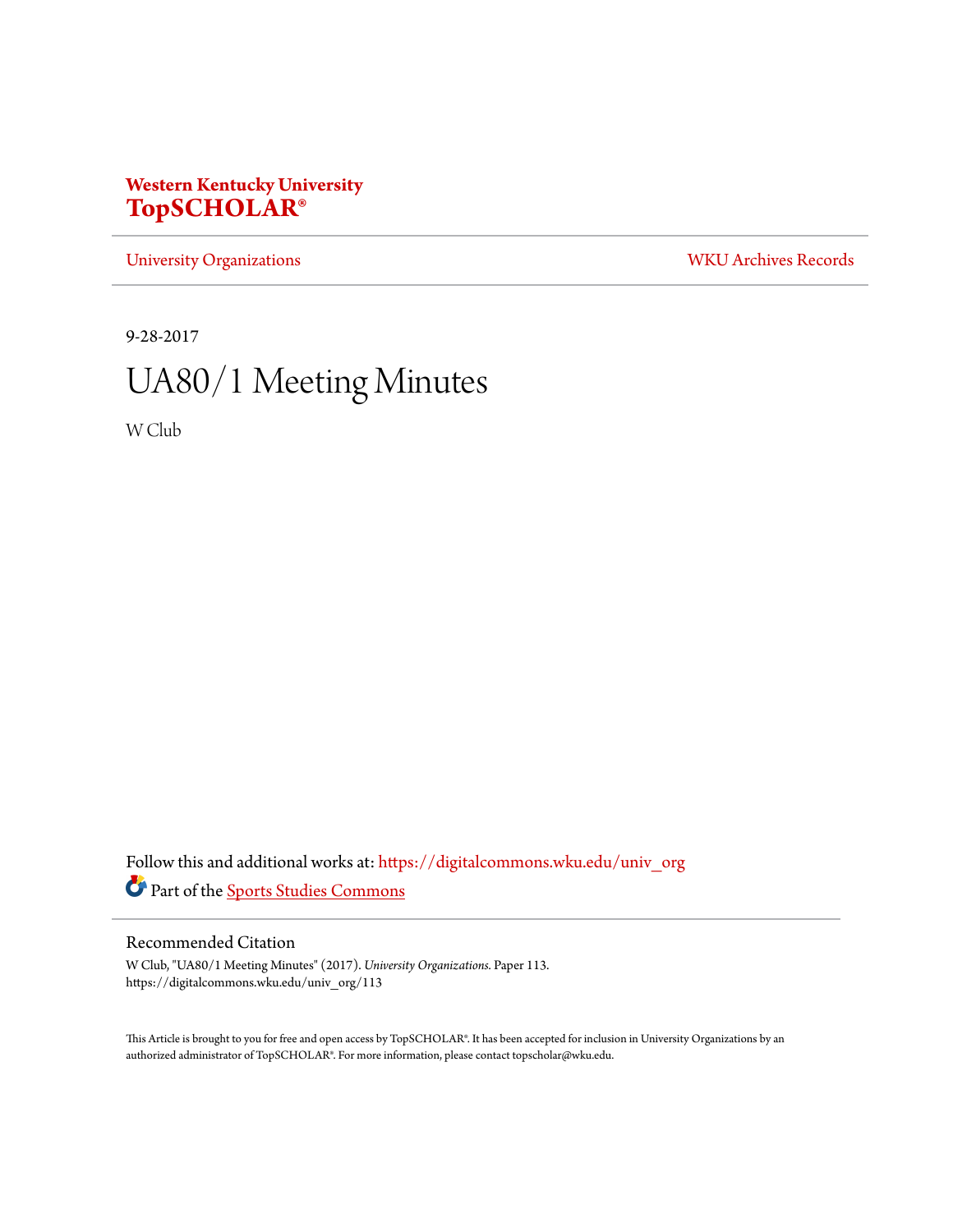**Western Kentucky University**
**TopSCHOLAR®**

University Organizations | WKU Archives Records

9-28-2017

# UA80/1 Meeting Minutes

W Club

Follow this and additional works at: https://digitalcommons.wku.edu/univ_org

Part of the Sports Studies Commons

## Recommended Citation

W Club, "UA80/1 Meeting Minutes" (2017). *University Organizations.* Paper 113.
https://digitalcommons.wku.edu/univ_org/113

This Article is brought to you for free and open access by TopSCHOLAR®. It has been accepted for inclusion in University Organizations by an authorized administrator of TopSCHOLAR®. For more information, please contact topscholar@wku.edu.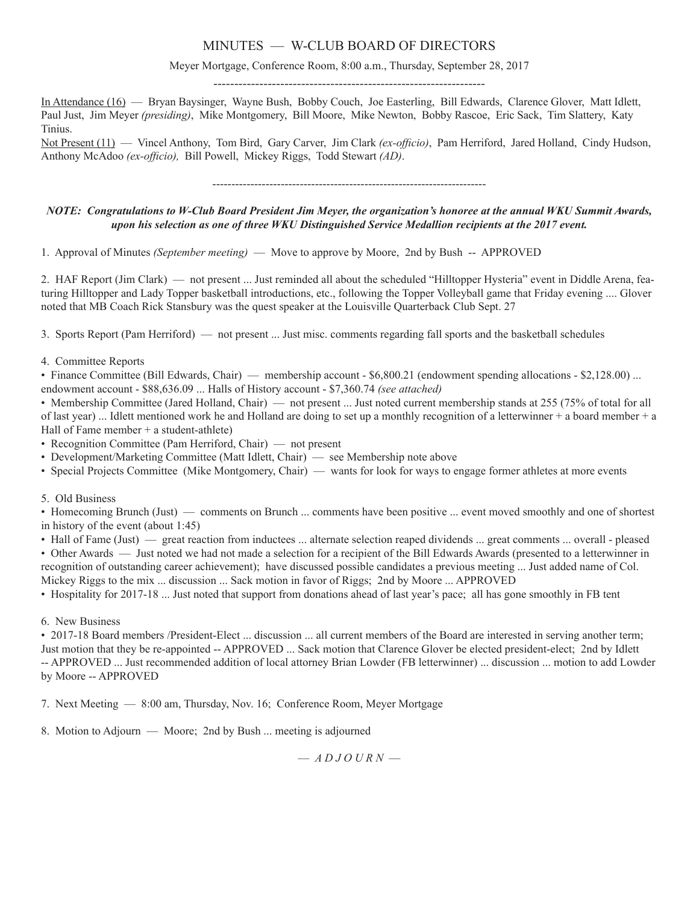# MINUTES — W-CLUB BOARD OF DIRECTORS

Meyer Mortgage, Conference Room, 8:00 a.m., Thursday, September 28, 2017

------------------------------------------------------------------

In Attendance (16) — Bryan Baysinger, Wayne Bush, Bobby Couch, Joe Easterling, Bill Edwards, Clarence Glover, Matt Idlett, Paul Just, Jim Meyer *(presiding)*, Mike Montgomery, Bill Moore, Mike Newton, Bobby Rascoe, Eric Sack, Tim Slattery, Katy Tinius.

Not Present (11) — Vincel Anthony, Tom Bird, Gary Carver, Jim Clark *(ex-officio)*, Pam Herriford, Jared Holland, Cindy Hudson, Anthony McAdoo *(ex-officio),* Bill Powell, Mickey Riggs, Todd Stewart *(AD)*.

------------------------------------------------------------------------

***NOTE: Congratulations to W-Club Board President Jim Meyer, the organization's honoree at the annual WKU Summit Awards, upon his selection as one of three WKU Distinguished Service Medallion recipients at the 2017 event.***

1. Approval of Minutes *(September meeting)* — Move to approve by Moore, 2nd by Bush -- APPROVED

2. HAF Report (Jim Clark) — not present ... Just reminded all about the scheduled "Hilltopper Hysteria" event in Diddle Arena, featuring Hilltopper and Lady Topper basketball introductions, etc., following the Topper Volleyball game that Friday evening .... Glover noted that MB Coach Rick Stansbury was the quest speaker at the Louisville Quarterback Club Sept. 27

3. Sports Report (Pam Herriford) — not present ... Just misc. comments regarding fall sports and the basketball schedules

4. Committee Reports

• Finance Committee (Bill Edwards, Chair) — membership account - $6,800.21 (endowment spending allocations - $2,128.00) ... endowment account - $88,636.09 ... Halls of History account - $7,360.74 *(see attached)*

• Membership Committee (Jared Holland, Chair) — not present ... Just noted current membership stands at 255 (75% of total for all of last year) ... Idlett mentioned work he and Holland are doing to set up a monthly recognition of a letterwinner + a board member + a Hall of Fame member + a student-athlete)

• Recognition Committee (Pam Herriford, Chair) — not present

• Development/Marketing Committee (Matt Idlett, Chair) — see Membership note above

• Special Projects Committee (Mike Montgomery, Chair) — wants for look for ways to engage former athletes at more events

5. Old Business

• Homecoming Brunch (Just) — comments on Brunch ... comments have been positive ... event moved smoothly and one of shortest in history of the event (about 1:45)

• Hall of Fame (Just) — great reaction from inductees ... alternate selection reaped dividends ... great comments ... overall - pleased

• Other Awards — Just noted we had not made a selection for a recipient of the Bill Edwards Awards (presented to a letterwinner in recognition of outstanding career achievement); have discussed possible candidates a previous meeting ... Just added name of Col. Mickey Riggs to the mix ... discussion ... Sack motion in favor of Riggs; 2nd by Moore ... APPROVED

• Hospitality for 2017-18 ... Just noted that support from donations ahead of last year's pace; all has gone smoothly in FB tent

6. New Business

• 2017-18 Board members /President-Elect ... discussion ... all current members of the Board are interested in serving another term; Just motion that they be re-appointed -- APPROVED ... Sack motion that Clarence Glover be elected president-elect; 2nd by Idlett -- APPROVED ... Just recommended addition of local attorney Brian Lowder (FB letterwinner) ... discussion ... motion to add Lowder by Moore -- APPROVED

7. Next Meeting — 8:00 am, Thursday, Nov. 16; Conference Room, Meyer Mortgage

8. Motion to Adjourn — Moore; 2nd by Bush ... meeting is adjourned

*— A D J O U R N —*